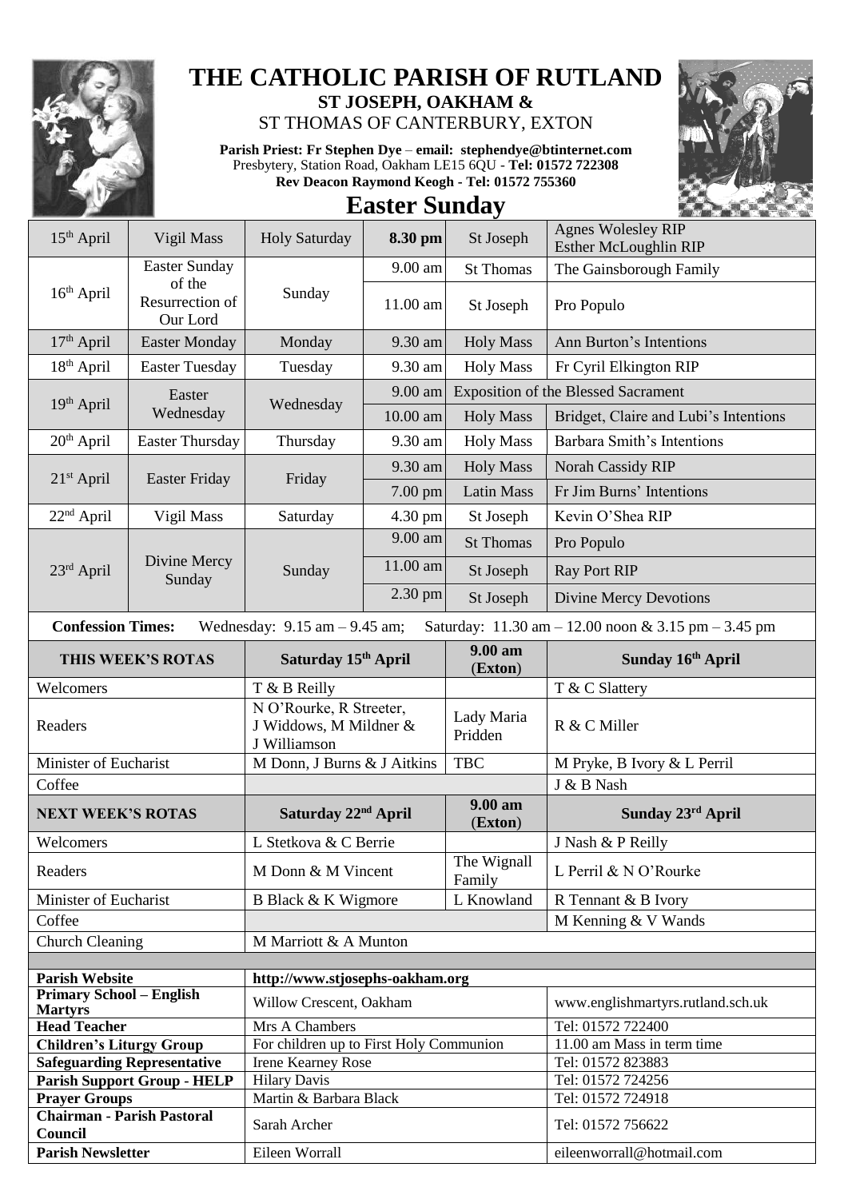# THE CATHOLIC PARISH OF RUTLAND

**ST JOSEPH, OAKHAM &**
ST THOMAS OF CANTERBURY, EXTON

**Parish Priest: Fr Stephen Dye** – **email: stephendye@btinternet.com**
Presbytery, Station Road, Oakham LE15 6QU - **Tel: 01572 722308**
**Rev Deacon Raymond Keogh - Tel: 01572 755360**

## Easter Sunday

| | | | | | |
|---|---|---|---|---|---|
| 15th April | Vigil Mass | Holy Saturday | **8.30 pm** | St Joseph | Agnes Wolesley RIP Esther McLoughlin RIP |
| 16th April | Easter Sunday of the Resurrection of Our Lord | Sunday | 9.00 am | St Thomas | The Gainsborough Family |
| | | | 11.00 am | St Joseph | Pro Populo |
| 17th April | Easter Monday | Monday | 9.30 am | Holy Mass | Ann Burton's Intentions |
| 18th April | Easter Tuesday | Tuesday | 9.30 am | Holy Mass | Fr Cyril Elkington RIP |
| 19th April | Easter Wednesday | Wednesday | 9.00 am | Exposition of the Blessed Sacrament | |
| | | | 10.00 am | Holy Mass | Bridget, Claire and Lubi's Intentions |
| 20th April | Easter Thursday | Thursday | 9.30 am | Holy Mass | Barbara Smith's Intentions |
| 21st April | Easter Friday | Friday | 9.30 am | Holy Mass | Norah Cassidy RIP |
| | | | 7.00 pm | Latin Mass | Fr Jim Burns' Intentions |
| 22nd April | Vigil Mass | Saturday | 4.30 pm | St Joseph | Kevin O'Shea RIP |
| 23rd April | Divine Mercy Sunday | Sunday | 9.00 am | St Thomas | Pro Populo |
| | | | 11.00 am | St Joseph | Ray Port RIP |
| | | | 2.30 pm | St Joseph | Divine Mercy Devotions |

**Confession Times:** Wednesday: 9.15 am – 9.45 am; Saturday: 11.30 am – 12.00 noon & 3.15 pm – 3.45 pm

| **THIS WEEK'S ROTAS** | **Saturday 15th April** | **9.00 am (Exton)** | **Sunday 16th April** |
|---|---|---|---|
| Welcomers | T & B Reilly | | T & C Slattery |
| Readers | N O'Rourke, R Streeter, J Widdows, M Mildner & J Williamson | Lady Maria Pridden | R & C Miller |
| Minister of Eucharist | M Donn, J Burns & J Aitkins | TBC | M Pryke, B Ivory & L Perril |
| Coffee | | | J & B Nash |
| **NEXT WEEK'S ROTAS** | **Saturday 22nd April** | **9.00 am (Exton)** | **Sunday 23rd April** |
| Welcomers | L Stetkova & C Berrie | | J Nash & P Reilly |
| Readers | M Donn & M Vincent | The Wignall Family | L Perril & N O'Rourke |
| Minister of Eucharist | B Black & K Wigmore | L Knowland | R Tennant & B Ivory |
| Coffee | | | M Kenning & V Wands |
| Church Cleaning | M Marriott & A Munton | | |

| | | |
|---|---|---|
| **Parish Website** | **http://www.stjosephs-oakham.org** | |
| **Primary School – English Martyrs** | Willow Crescent, Oakham | www.englishmartyrs.rutland.sch.uk |
| **Head Teacher** | Mrs A Chambers | Tel: 01572 722400 |
| **Children's Liturgy Group** | For children up to First Holy Communion | 11.00 am Mass in term time |
| **Safeguarding Representative** | Irene Kearney Rose | Tel: 01572 823883 |
| **Parish Support Group - HELP** | Hilary Davis | Tel: 01572 724256 |
| **Prayer Groups** | Martin & Barbara Black | Tel: 01572 724918 |
| **Chairman - Parish Pastoral Council** | Sarah Archer | Tel: 01572 756622 |
| **Parish Newsletter** | Eileen Worrall | eileenworrall@hotmail.com |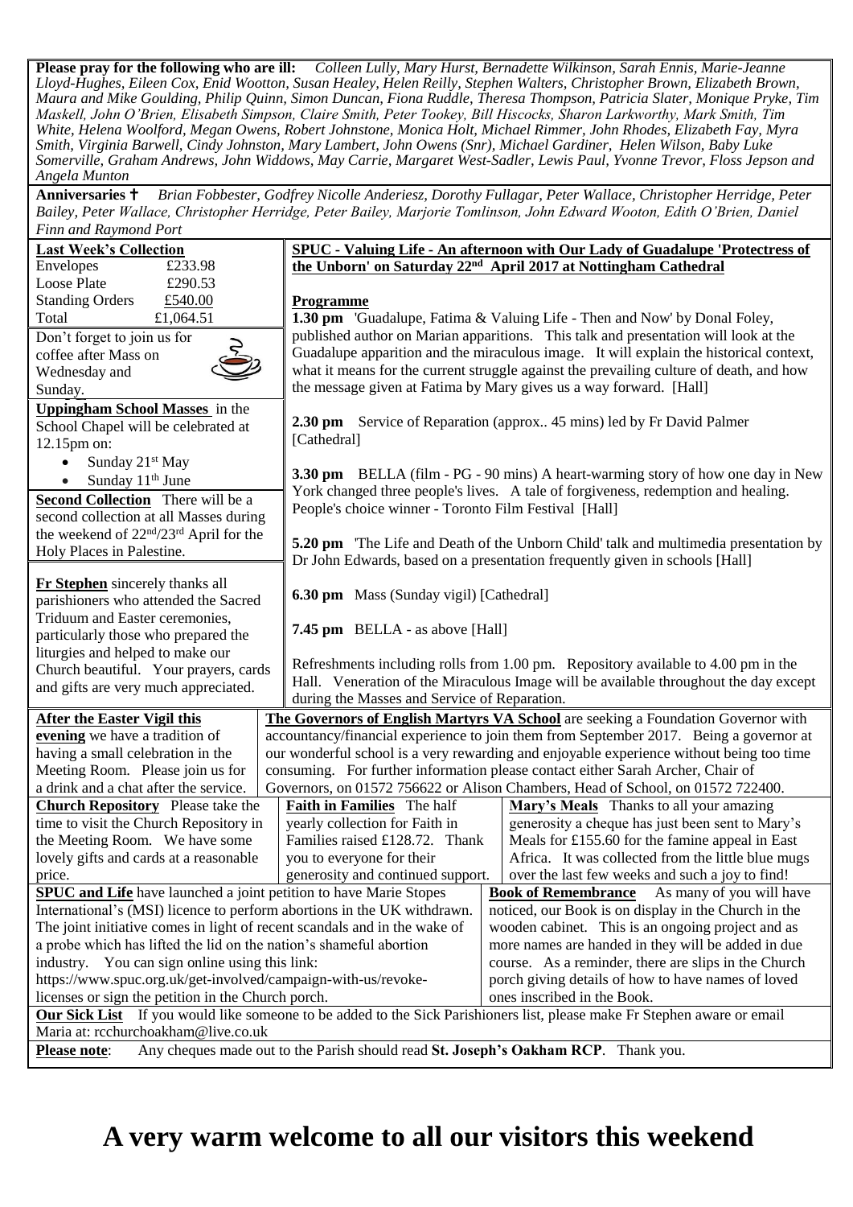**Please pray for the following who are ill:** *Colleen Lully, Mary Hurst, Bernadette Wilkinson, Sarah Ennis, Marie-Jeanne Lloyd-Hughes, Eileen Cox, Enid Wootton, Susan Healey, Helen Reilly, Stephen Walters, Christopher Brown, Elizabeth Brown, Maura and Mike Goulding, Philip Quinn, Simon Duncan, Fiona Ruddle, Theresa Thompson, Patricia Slater, Monique Pryke, Tim Maskell, John O'Brien, Elisabeth Simpson, Claire Smith, Peter Tookey, Bill Hiscocks, Sharon Larkworthy, Mark Smith, Tim White, Helena Woolford, Megan Owens, Robert Johnstone, Monica Holt, Michael Rimmer, John Rhodes, Elizabeth Fay, Myra Smith, Virginia Barwell, Cindy Johnston, Mary Lambert, John Owens (Snr), Michael Gardiner, Helen Wilson, Baby Luke Somerville, Graham Andrews, John Widdows, May Carrie, Margaret West-Sadler, Lewis Paul, Yvonne Trevor, Floss Jepson and Angela Munton*

**Anniversaries ✝** *Brian Fobbester, Godfrey Nicolle Anderiesz, Dorothy Fullagar, Peter Wallace, Christopher Herridge, Peter Bailey, Peter Wallace, Christopher Herridge, Peter Bailey, Marjorie Tomlinson, John Edward Wooton, Edith O'Brien, Daniel Finn and Raymond Port*

**Last Week's Collection**

| | |
|---|---|
| Envelopes | £233.98 |
| Loose Plate | £290.53 |
| Standing Orders | £540.00 |
| Total | £1,064.51 |

Don't forget to join us for coffee after Mass on Wednesday and Sunday.

**Uppingham School Masses** in the School Chapel will be celebrated at 12.15pm on:

- Sunday 21st May
- Sunday 11th June

**Second Collection** There will be a second collection at all Masses during the weekend of 22nd/23rd April for the Holy Places in Palestine.

**Fr Stephen** sincerely thanks all parishioners who attended the Sacred Triduum and Easter ceremonies, particularly those who prepared the liturgies and helped to make our Church beautiful. Your prayers, cards and gifts are very much appreciated.

**SPUC - Valuing Life - An afternoon with Our Lady of Guadalupe 'Protectress of the Unborn' on Saturday 22nd April 2017 at Nottingham Cathedral**

**Programme**

**1.30 pm** 'Guadalupe, Fatima & Valuing Life - Then and Now' by Donal Foley, published author on Marian apparitions. This talk and presentation will look at the Guadalupe apparition and the miraculous image. It will explain the historical context, what it means for the current struggle against the prevailing culture of death, and how the message given at Fatima by Mary gives us a way forward. [Hall]

**2.30 pm** Service of Reparation (approx.. 45 mins) led by Fr David Palmer [Cathedral]

**3.30 pm** BELLA (film - PG - 90 mins) A heart-warming story of how one day in New York changed three people's lives. A tale of forgiveness, redemption and healing. People's choice winner - Toronto Film Festival [Hall]

**5.20 pm** 'The Life and Death of the Unborn Child' talk and multimedia presentation by Dr John Edwards, based on a presentation frequently given in schools [Hall]

**6.30 pm** Mass (Sunday vigil) [Cathedral]

**7.45 pm** BELLA - as above [Hall]

Refreshments including rolls from 1.00 pm. Repository available to 4.00 pm in the Hall. Veneration of the Miraculous Image will be available throughout the day except during the Masses and Service of Reparation.

**After the Easter Vigil this evening** we have a tradition of having a small celebration in the Meeting Room. Please join us for a drink and a chat after the service.

**The Governors of English Martyrs VA School** are seeking a Foundation Governor with accountancy/financial experience to join them from September 2017. Being a governor at our wonderful school is a very rewarding and enjoyable experience without being too time consuming. For further information please contact either Sarah Archer, Chair of Governors, on 01572 756622 or Alison Chambers, Head of School, on 01572 722400.

**Church Repository** Please take the time to visit the Church Repository in the Meeting Room. We have some lovely gifts and cards at a reasonable price.

**Faith in Families** The half yearly collection for Faith in Families raised £128.72. Thank you to everyone for their generosity and continued support.

**Mary's Meals** Thanks to all your amazing generosity a cheque has just been sent to Mary's Meals for £155.60 for the famine appeal in East Africa. It was collected from the little blue mugs over the last few weeks and such a joy to find!

**SPUC and Life** have launched a joint petition to have Marie Stopes International's (MSI) licence to perform abortions in the UK withdrawn. The joint initiative comes in light of recent scandals and in the wake of a probe which has lifted the lid on the nation's shameful abortion industry. You can sign online using this link: https://www.spuc.org.uk/get-involved/campaign-with-us/revoke-licenses or sign the petition in the Church porch.

**Book of Remembrance** As many of you will have noticed, our Book is on display in the Church in the wooden cabinet. This is an ongoing project and as more names are handed in they will be added in due course. As a reminder, there are slips in the Church porch giving details of how to have names of loved ones inscribed in the Book.

**Our Sick List** If you would like someone to be added to the Sick Parishioners list, please make Fr Stephen aware or email Maria at: rcchurchoakham@live.co.uk

**Please note**: Any cheques made out to the Parish should read **St. Joseph's Oakham RCP**. Thank you.

# A very warm welcome to all our visitors this weekend